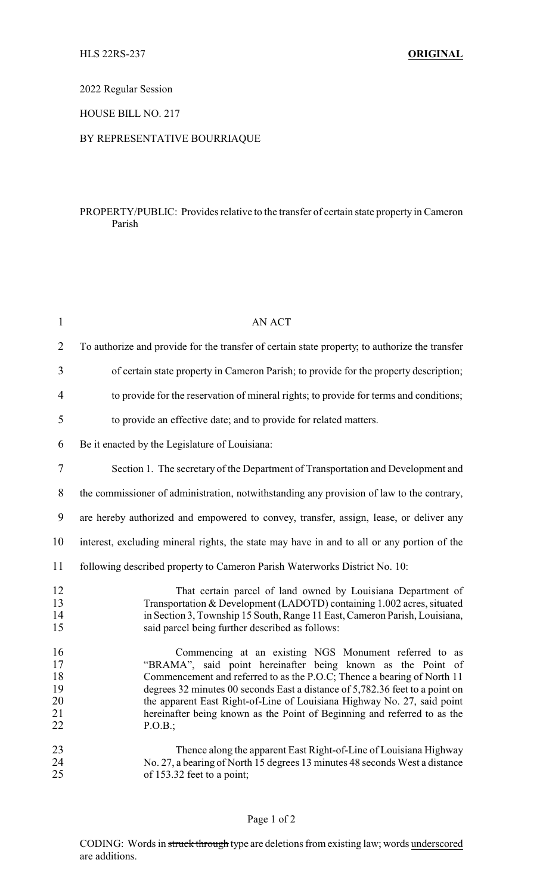HLS 22RS-237 **ORIGINAL**

2022 Regular Session

HOUSE BILL NO. 217

BY REPRESENTATIVE BOURRIAQUE

PROPERTY/PUBLIC: Provides relative to the transfer of certain state property in Cameron Parish

AN ACT

To authorize and provide for the transfer of certain state property; to authorize the transfer of certain state property in Cameron Parish; to provide for the property description; to provide for the reservation of mineral rights; to provide for terms and conditions; to provide an effective date; and to provide for related matters.

Be it enacted by the Legislature of Louisiana:

Section 1. The secretary of the Department of Transportation and Development and the commissioner of administration, notwithstanding any provision of law to the contrary, are hereby authorized and empowered to convey, transfer, assign, lease, or deliver any interest, excluding mineral rights, the state may have in and to all or any portion of the following described property to Cameron Parish Waterworks District No. 10:

That certain parcel of land owned by Louisiana Department of Transportation & Development (LADOTD) containing 1.002 acres, situated in Section 3, Township 15 South, Range 11 East, Cameron Parish, Louisiana, said parcel being further described as follows:

Commencing at an existing NGS Monument referred to as "BRAMA", said point hereinafter being known as the Point of Commencement and referred to as the P.O.C; Thence a bearing of North 11 degrees 32 minutes 00 seconds East a distance of 5,782.36 feet to a point on the apparent East Right-of-Line of Louisiana Highway No. 27, said point hereinafter being known as the Point of Beginning and referred to as the P.O.B.;

Thence along the apparent East Right-of-Line of Louisiana Highway No. 27, a bearing of North 15 degrees 13 minutes 48 seconds West a distance of 153.32 feet to a point;

CODING: Words in ~~struck through~~ type are deletions from existing law; words underscored are additions.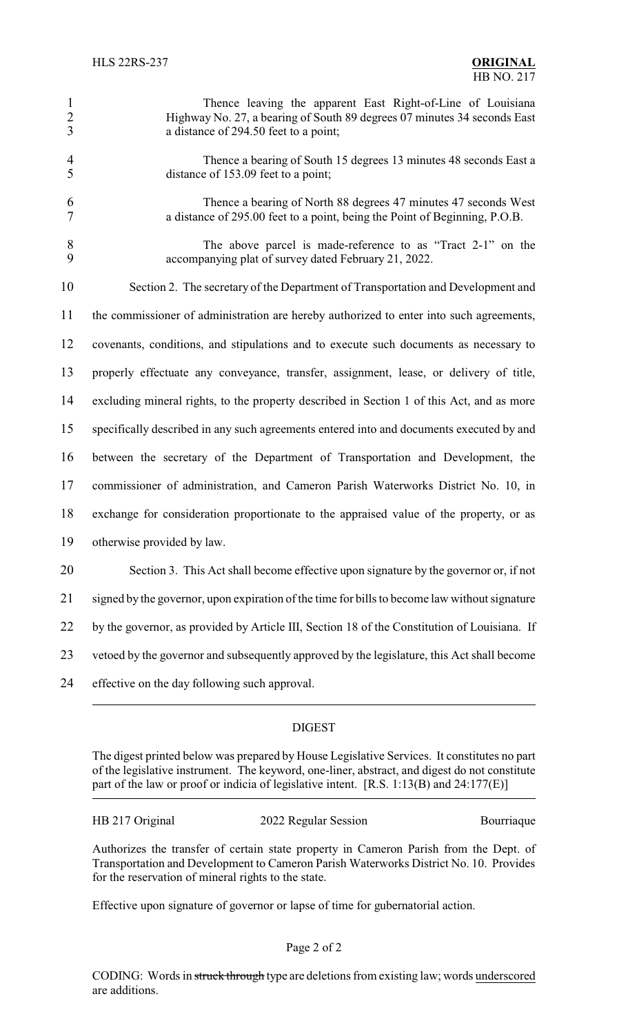Thence leaving the apparent East Right-of-Line of Louisiana Highway No. 27, a bearing of South 89 degrees 07 minutes 34 seconds East a distance of 294.50 feet to a point;

Thence a bearing of South 15 degrees 13 minutes 48 seconds East a distance of 153.09 feet to a point;

Thence a bearing of North 88 degrees 47 minutes 47 seconds West a distance of 295.00 feet to a point, being the Point of Beginning, P.O.B.

The above parcel is made-reference to as "Tract 2-1" on the accompanying plat of survey dated February 21, 2022.

Section 2. The secretary of the Department of Transportation and Development and the commissioner of administration are hereby authorized to enter into such agreements, covenants, conditions, and stipulations and to execute such documents as necessary to properly effectuate any conveyance, transfer, assignment, lease, or delivery of title, excluding mineral rights, to the property described in Section 1 of this Act, and as more specifically described in any such agreements entered into and documents executed by and between the secretary of the Department of Transportation and Development, the commissioner of administration, and Cameron Parish Waterworks District No. 10, in exchange for consideration proportionate to the appraised value of the property, or as otherwise provided by law.

Section 3. This Act shall become effective upon signature by the governor or, if not signed by the governor, upon expiration of the time for bills to become law without signature by the governor, as provided by Article III, Section 18 of the Constitution of Louisiana. If vetoed by the governor and subsequently approved by the legislature, this Act shall become effective on the day following such approval.

## DIGEST

The digest printed below was prepared by House Legislative Services. It constitutes no part of the legislative instrument. The keyword, one-liner, abstract, and digest do not constitute part of the law or proof or indicia of legislative intent. [R.S. 1:13(B) and 24:177(E)]

HB 217 Original — 2022 Regular Session — Bourriaque

Authorizes the transfer of certain state property in Cameron Parish from the Dept. of Transportation and Development to Cameron Parish Waterworks District No. 10. Provides for the reservation of mineral rights to the state.

Effective upon signature of governor or lapse of time for gubernatorial action.

CODING: Words in struck through type are deletions from existing law; words underscored are additions.